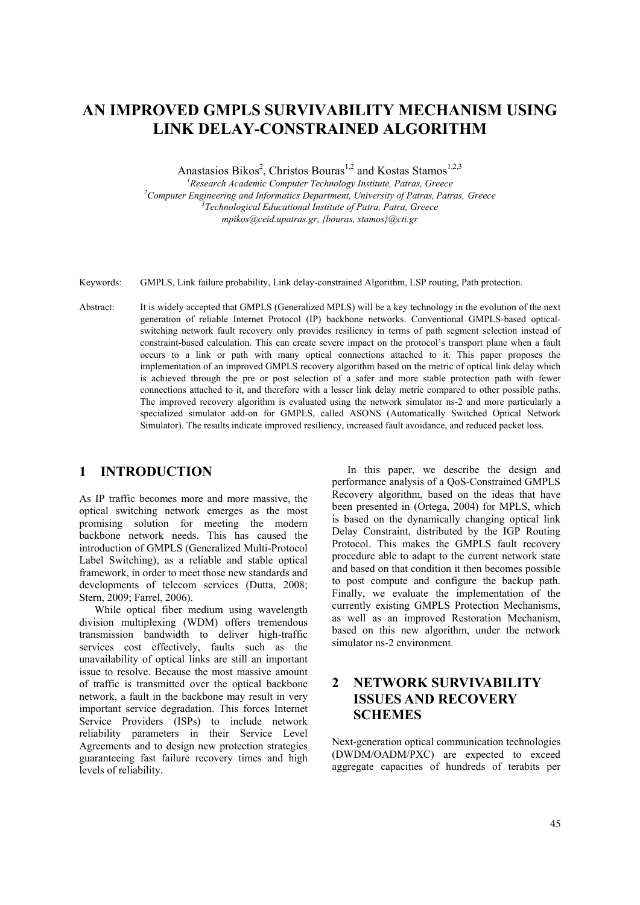# AN IMPROVED GMPLS SURVIVABILITY MECHANISM USING LINK DELAY-CONSTRAINED ALGORITHM

Anastasios Bikos[2], Christos Bouras[1,2] and Kostas Stamos[1,2,3]

[1]*Research Academic Computer Technology Institute, Patras, Greece*
[2]*Computer Engineering and Informatics Department, University of Patras, Patras, Greece*
[3]*Technological Educational Institute of Patra, Patra, Greece*
*mpikos@ceid.upatras.gr, {bouras, stamos}@cti.gr*

Keywords: GMPLS, Link failure probability, Link delay-constrained Algorithm, LSP routing, Path protection.

Abstract: It is widely accepted that GMPLS (Generalized MPLS) will be a key technology in the evolution of the next generation of reliable Internet Protocol (IP) backbone networks. Conventional GMPLS-based optical-switching network fault recovery only provides resiliency in terms of path segment selection instead of constraint-based calculation. This can create severe impact on the protocol's transport plane when a fault occurs to a link or path with many optical connections attached to it. This paper proposes the implementation of an improved GMPLS recovery algorithm based on the metric of optical link delay which is achieved through the pre or post selection of a safer and more stable protection path with fewer connections attached to it, and therefore with a lesser link delay metric compared to other possible paths. The improved recovery algorithm is evaluated using the network simulator ns-2 and more particularly a specialized simulator add-on for GMPLS, called ASONS (Automatically Switched Optical Network Simulator). The results indicate improved resiliency, increased fault avoidance, and reduced packet loss.

## 1 INTRODUCTION

As IP traffic becomes more and more massive, the optical switching network emerges as the most promising solution for meeting the modern backbone network needs. This has caused the introduction of GMPLS (Generalized Multi-Protocol Label Switching), as a reliable and stable optical framework, in order to meet those new standards and developments of telecom services (Dutta, 2008; Stern, 2009; Farrel, 2006).

While optical fiber medium using wavelength division multiplexing (WDM) offers tremendous transmission bandwidth to deliver high-traffic services cost effectively, faults such as the unavailability of optical links are still an important issue to resolve. Because the most massive amount of traffic is transmitted over the optical backbone network, a fault in the backbone may result in very important service degradation. This forces Internet Service Providers (ISPs) to include network reliability parameters in their Service Level Agreements and to design new protection strategies guaranteeing fast failure recovery times and high levels of reliability.

In this paper, we describe the design and performance analysis of a QoS-Constrained GMPLS Recovery algorithm, based on the ideas that have been presented in (Ortega, 2004) for MPLS, which is based on the dynamically changing optical link Delay Constraint, distributed by the IGP Routing Protocol. This makes the GMPLS fault recovery procedure able to adapt to the current network state and based on that condition it then becomes possible to post compute and configure the backup path. Finally, we evaluate the implementation of the currently existing GMPLS Protection Mechanisms, as well as an improved Restoration Mechanism, based on this new algorithm, under the network simulator ns-2 environment.

## 2 NETWORK SURVIVABILITY ISSUES AND RECOVERY SCHEMES

Next-generation optical communication technologies (DWDM/OADM/PXC) are expected to exceed aggregate capacities of hundreds of terabits per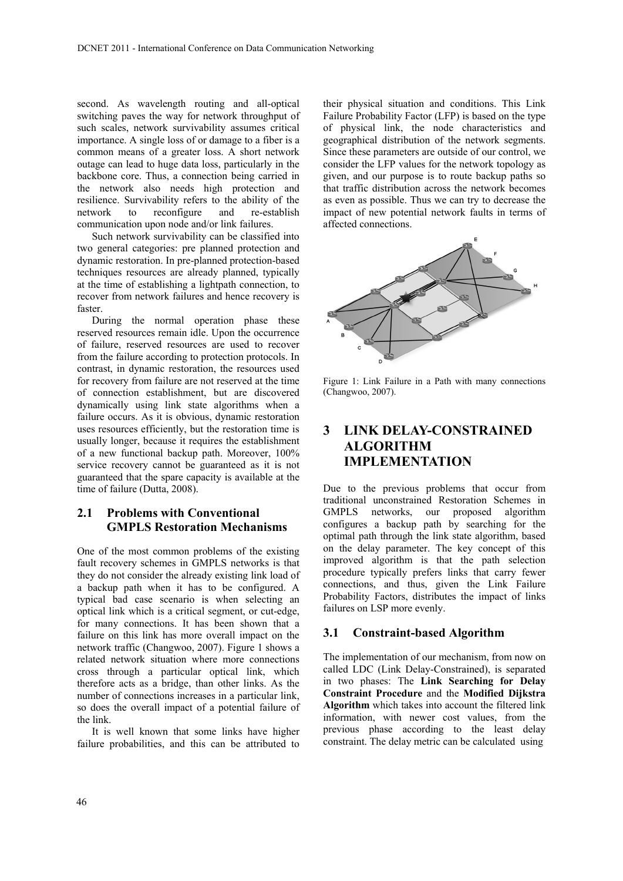second. As wavelength routing and all-optical switching paves the way for network throughput of such scales, network survivability assumes critical importance. A single loss of or damage to a fiber is a common means of a greater loss. A short network outage can lead to huge data loss, particularly in the backbone core. Thus, a connection being carried in the network also needs high protection and resilience. Survivability refers to the ability of the network to reconfigure and re-establish communication upon node and/or link failures.

Such network survivability can be classified into two general categories: pre planned protection and dynamic restoration. In pre-planned protection-based techniques resources are already planned, typically at the time of establishing a lightpath connection, to recover from network failures and hence recovery is faster.

During the normal operation phase these reserved resources remain idle. Upon the occurrence of failure, reserved resources are used to recover from the failure according to protection protocols. In contrast, in dynamic restoration, the resources used for recovery from failure are not reserved at the time of connection establishment, but are discovered dynamically using link state algorithms when a failure occurs. As it is obvious, dynamic restoration uses resources efficiently, but the restoration time is usually longer, because it requires the establishment of a new functional backup path. Moreover, 100% service recovery cannot be guaranteed as it is not guaranteed that the spare capacity is available at the time of failure (Dutta, 2008).

### 2.1 Problems with Conventional GMPLS Restoration Mechanisms

One of the most common problems of the existing fault recovery schemes in GMPLS networks is that they do not consider the already existing link load of a backup path when it has to be configured. A typical bad case scenario is when selecting an optical link which is a critical segment, or cut-edge, for many connections. It has been shown that a failure on this link has more overall impact on the network traffic (Changwoo, 2007). Figure 1 shows a related network situation where more connections cross through a particular optical link, which therefore acts as a bridge, than other links. As the number of connections increases in a particular link, so does the overall impact of a potential failure of the link.

It is well known that some links have higher failure probabilities, and this can be attributed to their physical situation and conditions. This Link Failure Probability Factor (LFP) is based on the type of physical link, the node characteristics and geographical distribution of the network segments. Since these parameters are outside of our control, we consider the LFP values for the network topology as given, and our purpose is to route backup paths so that traffic distribution across the network becomes as even as possible. Thus we can try to decrease the impact of new potential network faults in terms of affected connections.

Figure 1: Link Failure in a Path with many connections (Changwoo, 2007).

## 3 LINK DELAY-CONSTRAINED ALGORITHM IMPLEMENTATION

Due to the previous problems that occur from traditional unconstrained Restoration Schemes in GMPLS networks, our proposed algorithm configures a backup path by searching for the optimal path through the link state algorithm, based on the delay parameter. The key concept of this improved algorithm is that the path selection procedure typically prefers links that carry fewer connections, and thus, given the Link Failure Probability Factors, distributes the impact of links failures on LSP more evenly.

### 3.1 Constraint-based Algorithm

The implementation of our mechanism, from now on called LDC (Link Delay-Constrained), is separated in two phases: The **Link Searching for Delay Constraint Procedure** and the **Modified Dijkstra Algorithm** which takes into account the filtered link information, with newer cost values, from the previous phase according to the least delay constraint. The delay metric can be calculated using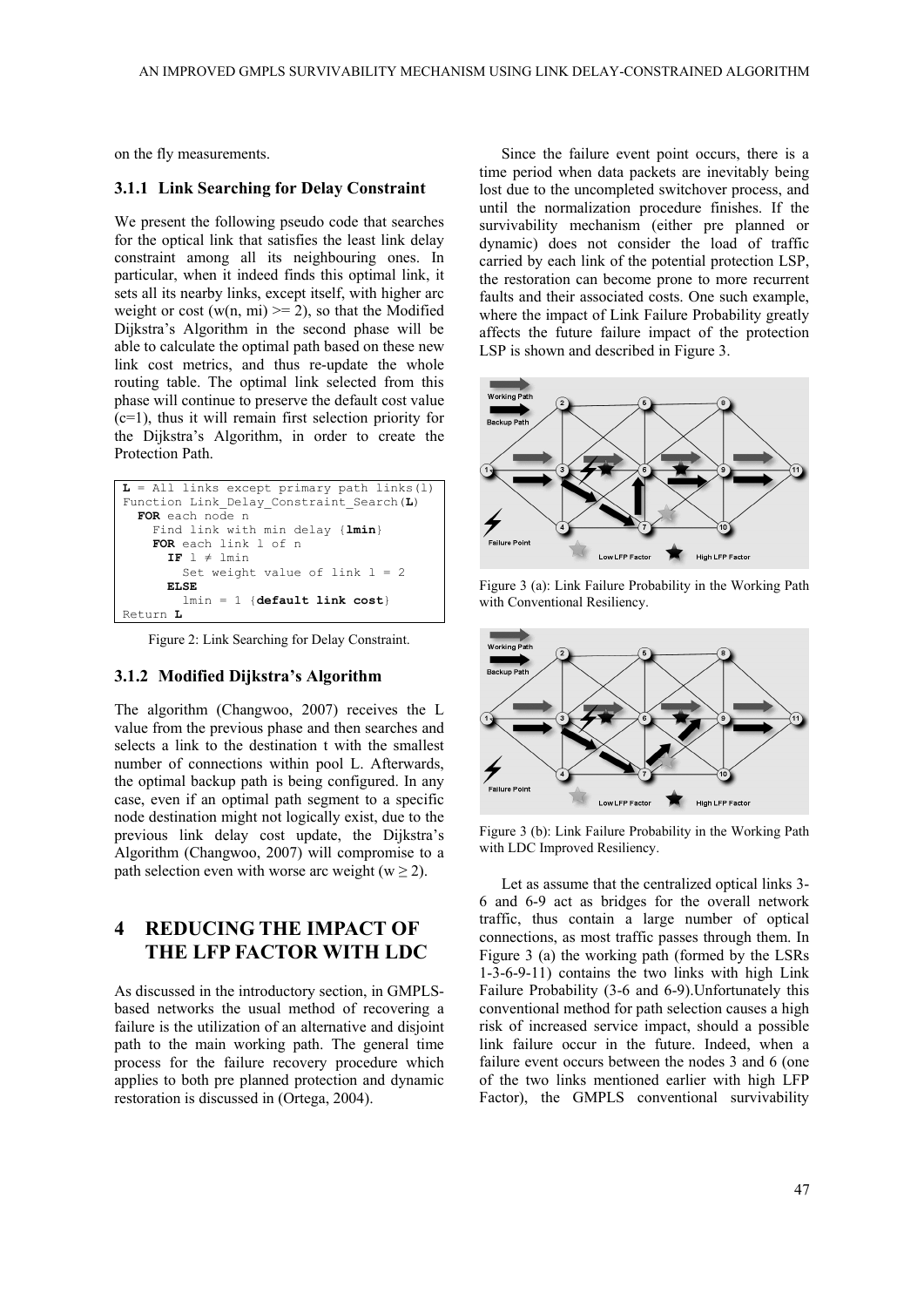on the fly measurements.

### 3.1.1 Link Searching for Delay Constraint

We present the following pseudo code that searches for the optical link that satisfies the least link delay constraint among all its neighbouring ones. In particular, when it indeed finds this optimal link, it sets all its nearby links, except itself, with higher arc weight or cost ($w(n, mi) >= 2$), so that the Modified Dijkstra's Algorithm in the second phase will be able to calculate the optimal path based on these new link cost metrics, and thus re-update the whole routing table. The optimal link selected from this phase will continue to preserve the default cost value ($c=1$), thus it will remain first selection priority for the Dijkstra's Algorithm, in order to create the Protection Path.

```
L = All links except primary path links(l)
Function Link_Delay_Constraint_Search(L)
  FOR each node n
    Find link with min delay {lmin}
    FOR each link l of n
      IF l ≠ lmin
        Set weight value of link l = 2
      ELSE
        lmin = 1 {default link cost}
Return L
```

Figure 2: Link Searching for Delay Constraint.

### 3.1.2 Modified Dijkstra's Algorithm

The algorithm (Changwoo, 2007) receives the L value from the previous phase and then searches and selects a link to the destination t with the smallest number of connections within pool L. Afterwards, the optimal backup path is being configured. In any case, even if an optimal path segment to a specific node destination might not logically exist, due to the previous link delay cost update, the Dijkstra's Algorithm (Changwoo, 2007) will compromise to a path selection even with worse arc weight ($w \geq 2$).

## 4 REDUCING THE IMPACT OF THE LFP FACTOR WITH LDC

As discussed in the introductory section, in GMPLS-based networks the usual method of recovering a failure is the utilization of an alternative and disjoint path to the main working path. The general time process for the failure recovery procedure which applies to both pre planned protection and dynamic restoration is discussed in (Ortega, 2004).

Since the failure event point occurs, there is a time period when data packets are inevitably being lost due to the uncompleted switchover process, and until the normalization procedure finishes. If the survivability mechanism (either pre planned or dynamic) does not consider the load of traffic carried by each link of the potential protection LSP, the restoration can become prone to more recurrent faults and their associated costs. One such example, where the impact of Link Failure Probability greatly affects the future failure impact of the protection LSP is shown and described in Figure 3.

Figure 3 (a): Link Failure Probability in the Working Path with Conventional Resiliency.

Figure 3 (b): Link Failure Probability in the Working Path with LDC Improved Resiliency.

Let as assume that the centralized optical links 3-6 and 6-9 act as bridges for the overall network traffic, thus contain a large number of optical connections, as most traffic passes through them. In Figure 3 (a) the working path (formed by the LSRs 1-3-6-9-11) contains the two links with high Link Failure Probability (3-6 and 6-9).Unfortunately this conventional method for path selection causes a high risk of increased service impact, should a possible link failure occur in the future. Indeed, when a failure event occurs between the nodes 3 and 6 (one of the two links mentioned earlier with high LFP Factor), the GMPLS conventional survivability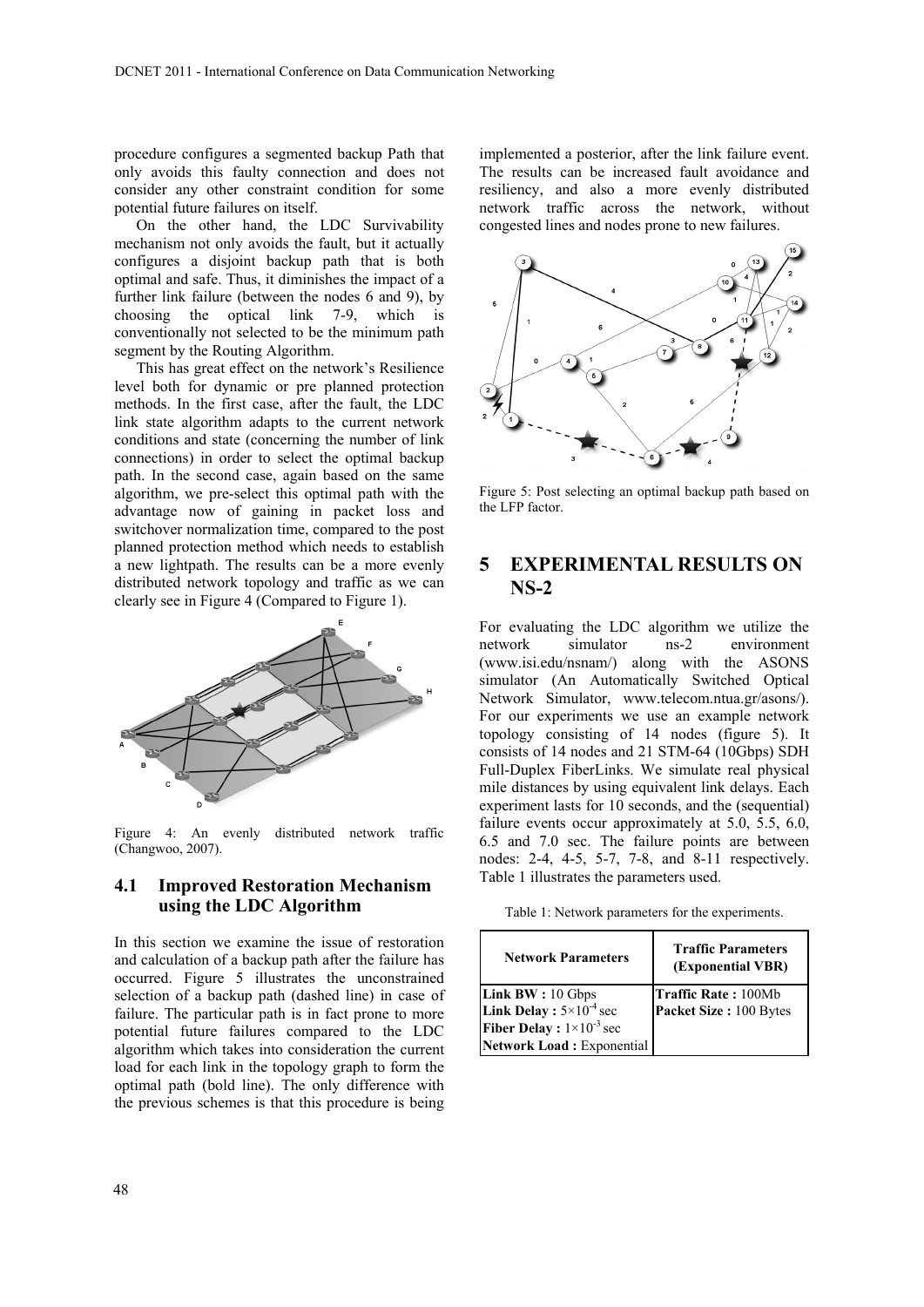procedure configures a segmented backup Path that only avoids this faulty connection and does not consider any other constraint condition for some potential future failures on itself.

On the other hand, the LDC Survivability mechanism not only avoids the fault, but it actually configures a disjoint backup path that is both optimal and safe. Thus, it diminishes the impact of a further link failure (between the nodes 6 and 9), by choosing the optical link 7-9, which is conventionally not selected to be the minimum path segment by the Routing Algorithm.

This has great effect on the network's Resilience level both for dynamic or pre planned protection methods. In the first case, after the fault, the LDC link state algorithm adapts to the current network conditions and state (concerning the number of link connections) in order to select the optimal backup path. In the second case, again based on the same algorithm, we pre-select this optimal path with the advantage now of gaining in packet loss and switchover normalization time, compared to the post planned protection method which needs to establish a new lightpath. The results can be a more evenly distributed network topology and traffic as we can clearly see in Figure 4 (Compared to Figure 1).

Figure 4: An evenly distributed network traffic (Changwoo, 2007).

### 4.1 Improved Restoration Mechanism using the LDC Algorithm

In this section we examine the issue of restoration and calculation of a backup path after the failure has occurred. Figure 5 illustrates the unconstrained selection of a backup path (dashed line) in case of failure. The particular path is in fact prone to more potential future failures compared to the LDC algorithm which takes into consideration the current load for each link in the topology graph to form the optimal path (bold line). The only difference with the previous schemes is that this procedure is being implemented a posterior, after the link failure event. The results can be increased fault avoidance and resiliency, and also a more evenly distributed network traffic across the network, without congested lines and nodes prone to new failures.

Figure 5: Post selecting an optimal backup path based on the LFP factor.

## 5 EXPERIMENTAL RESULTS ON NS-2

For evaluating the LDC algorithm we utilize the network simulator ns-2 environment (www.isi.edu/nsnam/) along with the ASONS simulator (An Automatically Switched Optical Network Simulator, www.telecom.ntua.gr/asons/). For our experiments we use an example network topology consisting of 14 nodes (figure 5). It consists of 14 nodes and 21 STM-64 (10Gbps) SDH Full-Duplex FiberLinks. We simulate real physical mile distances by using equivalent link delays. Each experiment lasts for 10 seconds, and the (sequential) failure events occur approximately at 5.0, 5.5, 6.0, 6.5 and 7.0 sec. The failure points are between nodes: 2-4, 4-5, 5-7, 7-8, and 8-11 respectively. Table 1 illustrates the parameters used.

Table 1: Network parameters for the experiments.

| Network Parameters | Traffic Parameters (Exponential VBR) |
|---|---|
| **Link BW :** 10 Gbps<br>**Link Delay :** $5\times10^{-4}$ sec<br>**Fiber Delay :** $1\times10^{-3}$ sec<br>**Network Load :** Exponential | **Traffic Rate :** 100Mb<br>**Packet Size :** 100 Bytes |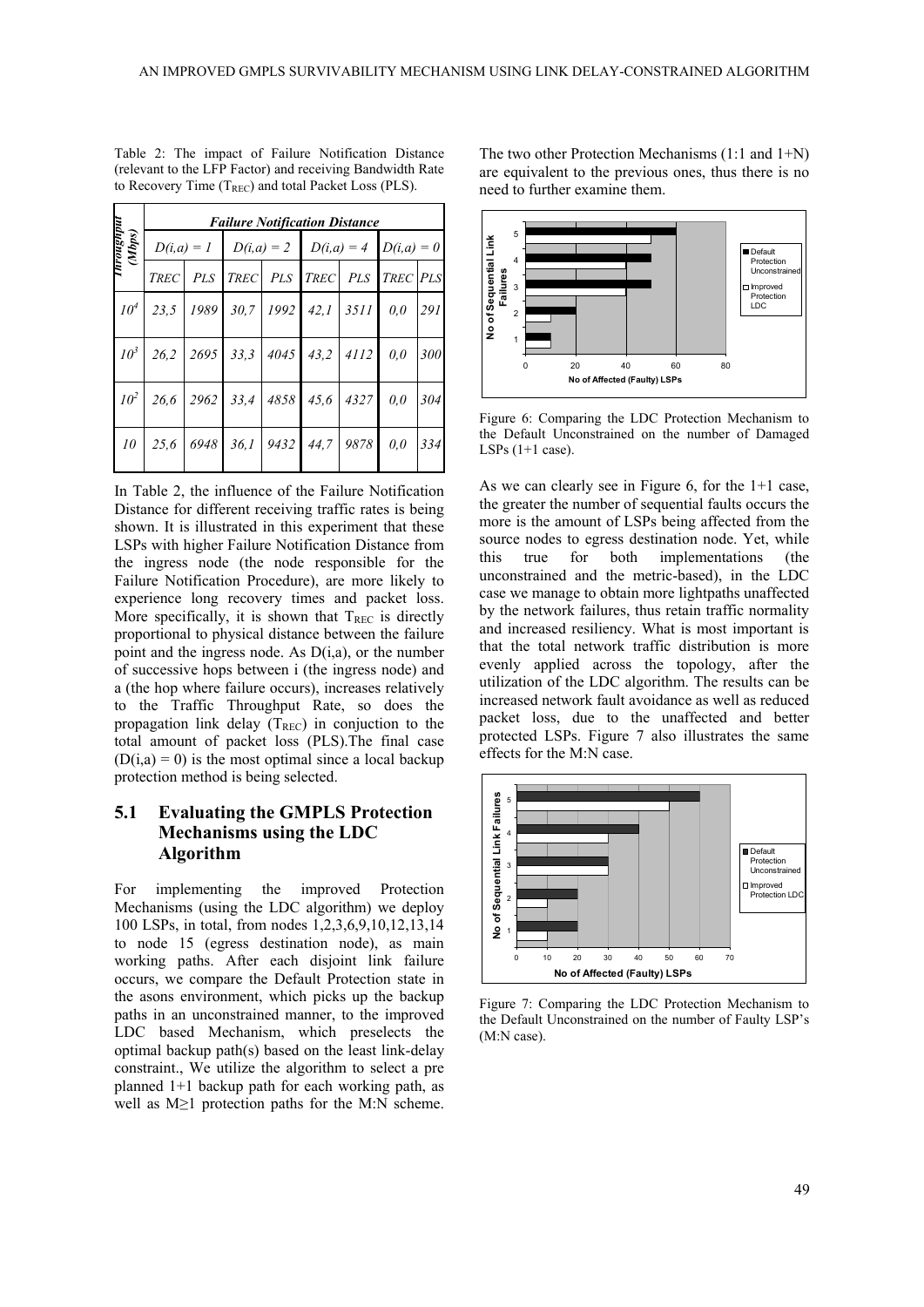Table 2: The impact of Failure Notification Distance (relevant to the LFP Factor) and receiving Bandwidth Rate to Recovery Time ($T_{REC}$) and total Packet Loss (PLS).

| *Throughput (Mbps)* | *Failure Notification Distance* | | | | | | | |
|---|---|---|---|---|---|---|---|---|
| | *D(i,a) = 1* | | *D(i,a) = 2* | | *D(i,a) = 4* | | *D(i,a) = 0* | |
| | *TREC* | *PLS* | *TREC* | *PLS* | *TREC* | *PLS* | *TREC* | *PLS* |
| $10^4$ | 23,5 | 1989 | 30,7 | 1992 | 42,1 | 3511 | 0,0 | 291 |
| $10^3$ | 26,2 | 2695 | 33,3 | 4045 | 43,2 | 4112 | 0,0 | 300 |
| $10^2$ | 26,6 | 2962 | 33,4 | 4858 | 45,6 | 4327 | 0,0 | 304 |
| 10 | 25,6 | 6948 | 36,1 | 9432 | 44,7 | 9878 | 0,0 | 334 |

In Table 2, the influence of the Failure Notification Distance for different receiving traffic rates is being shown. It is illustrated in this experiment that these LSPs with higher Failure Notification Distance from the ingress node (the node responsible for the Failure Notification Procedure), are more likely to experience long recovery times and packet loss. More specifically, it is shown that $T_{REC}$ is directly proportional to physical distance between the failure point and the ingress node. As D(i,a), or the number of successive hops between i (the ingress node) and a (the hop where failure occurs), increases relatively to the Traffic Throughput Rate, so does the propagation link delay ($T_{REC}$) in conjuction to the total amount of packet loss (PLS).The final case (D(i,a) = 0) is the most optimal since a local backup protection method is being selected.

## 5.1 Evaluating the GMPLS Protection Mechanisms using the LDC Algorithm

For implementing the improved Protection Mechanisms (using the LDC algorithm) we deploy 100 LSPs, in total, from nodes 1,2,3,6,9,10,12,13,14 to node 15 (egress destination node), as main working paths. After each disjoint link failure occurs, we compare the Default Protection state in the asons environment, which picks up the backup paths in an unconstrained manner, to the improved LDC based Mechanism, which preselects the optimal backup path(s) based on the least link-delay constraint., We utilize the algorithm to select a pre planned 1+1 backup path for each working path, as well as M≥1 protection paths for the M:N scheme. The two other Protection Mechanisms (1:1 and 1+N) are equivalent to the previous ones, thus there is no need to further examine them.

Figure 6: Comparing the LDC Protection Mechanism to the Default Unconstrained on the number of Damaged LSPs (1+1 case).

As we can clearly see in Figure 6, for the 1+1 case, the greater the number of sequential faults occurs the more is the amount of LSPs being affected from the source nodes to egress destination node. Yet, while this true for both implementations (the unconstrained and the metric-based), in the LDC case we manage to obtain more lightpaths unaffected by the network failures, thus retain traffic normality and increased resiliency. What is most important is that the total network traffic distribution is more evenly applied across the topology, after the utilization of the LDC algorithm. The results can be increased network fault avoidance as well as reduced packet loss, due to the unaffected and better protected LSPs. Figure 7 also illustrates the same effects for the M:N case.

Figure 7: Comparing the LDC Protection Mechanism to the Default Unconstrained on the number of Faulty LSP's (M:N case).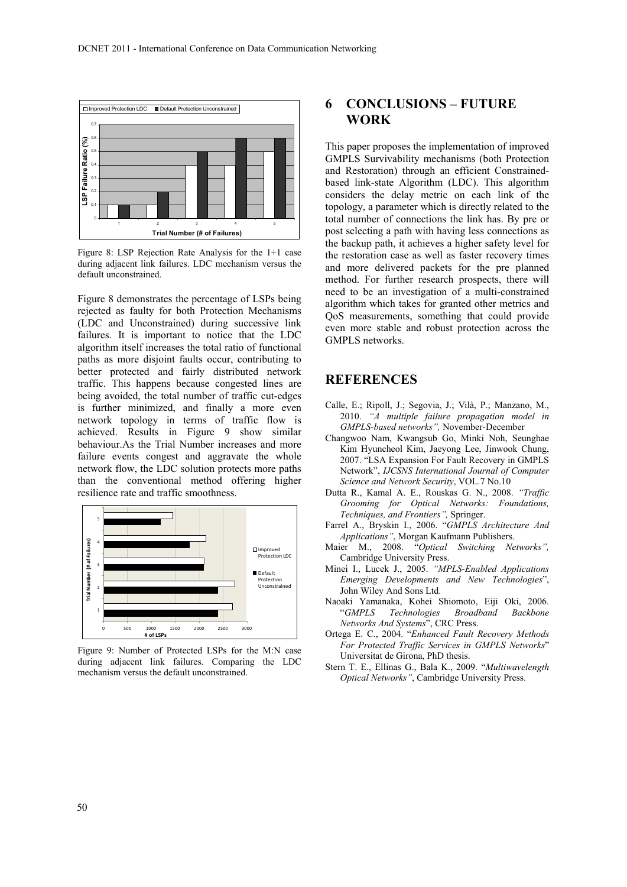☐ Improved Protection LDC ■ Default Protection Unconstrained

0.7
0.6
0.5
0.4
0.3
0.2
0.1
0

LSP Failure Ratio (%)

1 2 3 4 5

Trial Number (# of Failures)

Figure 8: LSP Rejection Rate Analysis for the 1+1 case during adjacent link failures. LDC mechanism versus the default unconstrained.

Figure 8 demonstrates the percentage of LSPs being rejected as faulty for both Protection Mechanisms (LDC and Unconstrained) during successive link failures. It is important to notice that the LDC algorithm itself increases the total ratio of functional paths as more disjoint faults occur, contributing to better protected and fairly distributed network traffic. This happens because congested lines are being avoided, the total number of traffic cut-edges is further minimized, and finally a more even network topology in terms of traffic flow is achieved. Results in Figure 9 show similar behaviour.As the Trial Number increases and more failure events congest and aggravate the whole network flow, the LDC solution protects more paths than the conventional method offering higher resilience rate and traffic smoothness.

5
4
3
2
1

Trial Number (# of Failures)

0 500 1000 1500 2000 2500 3000

\# of LSPs

☐ Improved Protection LDC

■ Default Protection Unconstrained

Figure 9: Number of Protected LSPs for the M:N case during adjacent link failures. Comparing the LDC mechanism versus the default unconstrained.

## 6 CONCLUSIONS – FUTURE WORK

This paper proposes the implementation of improved GMPLS Survivability mechanisms (both Protection and Restoration) through an efficient Constrained-based link-state Algorithm (LDC). This algorithm considers the delay metric on each link of the topology, a parameter which is directly related to the total number of connections the link has. By pre or post selecting a path with having less connections as the backup path, it achieves a higher safety level for the restoration case as well as faster recovery times and more delivered packets for the pre planned method. For further research prospects, there will need to be an investigation of a multi-constrained algorithm which takes for granted other metrics and QoS measurements, something that could provide even more stable and robust protection across the GMPLS networks.

## REFERENCES

Calle, E.; Ripoll, J.; Segovia, J.; Vilà, P.; Manzano, M., 2010. *"A multiple failure propagation model in GMPLS-based networks",* November-December

Changwoo Nam, Kwangsub Go, Minki Noh, Seunghae Kim Hyuncheol Kim, Jaeyong Lee, Jinwook Chung, 2007. "LSA Expansion For Fault Recovery in GMPLS Network", *IJCSNS International Journal of Computer Science and Network Security*, VOL.7 No.10

Dutta R., Kamal A. E., Rouskas G. N., 2008. *"Traffic Grooming for Optical Networks: Foundations, Techniques, and Frontiers",* Springer.

Farrel A., Bryskin I., 2006. "*GMPLS Architecture And Applications"*, Morgan Kaufmann Publishers.

Maier M., 2008. "*Optical Switching Networks",* Cambridge University Press.

Minei I., Lucek J., 2005. *"MPLS-Enabled Applications Emerging Developments and New Technologies*", John Wiley And Sons Ltd.

Naoaki Yamanaka, Kohei Shiomoto, Eiji Oki, 2006. "*GMPLS Technologies Broadband Backbone Networks And Systems*", CRC Press.

Ortega E. C., 2004. "*Enhanced Fault Recovery Methods For Protected Traffic Services in GMPLS Networks*" Universitat de Girona, PhD thesis.

Stern T. E., Ellinas G., Bala K., 2009. "*Multiwavelength Optical Networks"*, Cambridge University Press.